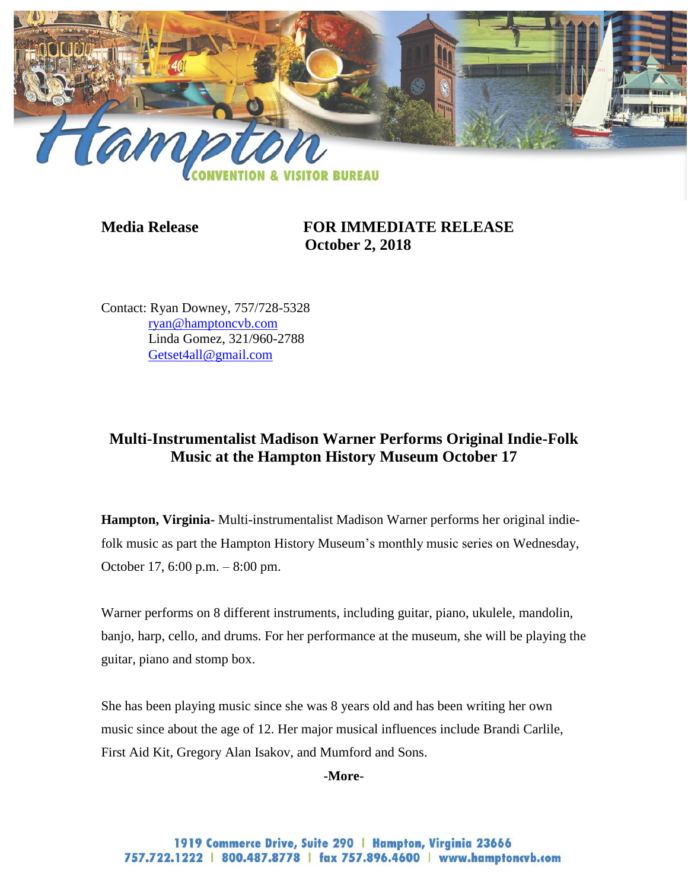Hampton
CONVENTION & VISITOR BUREAU

**Media Release** **FOR IMMEDIATE RELEASE**
**October 2, 2018**

Contact: Ryan Downey, 757/728-5328
ryan@hamptoncvb.com
Linda Gomez, 321/960-2788
Getset4all@gmail.com

## Multi-Instrumentalist Madison Warner Performs Original Indie-Folk Music at the Hampton History Museum October 17

**Hampton, Virginia-** Multi-instrumentalist Madison Warner performs her original indie-folk music as part the Hampton History Museum's monthly music series on Wednesday, October 17, 6:00 p.m. – 8:00 pm.

Warner performs on 8 different instruments, including guitar, piano, ukulele, mandolin, banjo, harp, cello, and drums. For her performance at the museum, she will be playing the guitar, piano and stomp box.

She has been playing music since she was 8 years old and has been writing her own music since about the age of 12. Her major musical influences include Brandi Carlile, First Aid Kit, Gregory Alan Isakov, and Mumford and Sons.

**-More-**

1919 Commerce Drive, Suite 290 | Hampton, Virginia 23666
757.722.1222 | 800.487.8778 | fax 757.896.4600 | www.hamptoncvb.com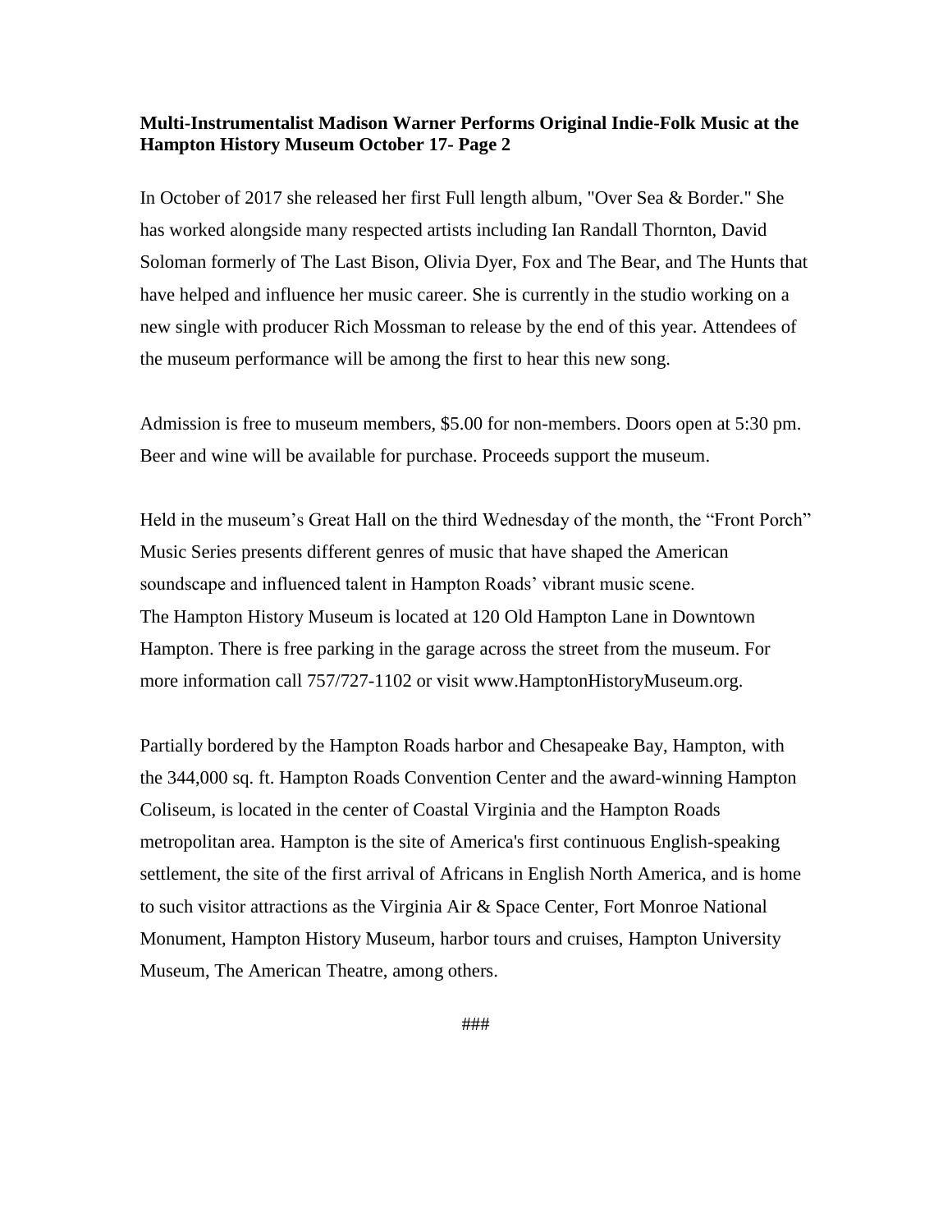**Multi-Instrumentalist Madison Warner Performs Original Indie-Folk Music at the Hampton History Museum October 17- Page 2**

In October of 2017 she released her first Full length album, "Over Sea & Border." She has worked alongside many respected artists including Ian Randall Thornton, David Soloman formerly of The Last Bison, Olivia Dyer, Fox and The Bear, and The Hunts that have helped and influence her music career. She is currently in the studio working on a new single with producer Rich Mossman to release by the end of this year. Attendees of the museum performance will be among the first to hear this new song.

Admission is free to museum members, $5.00 for non-members. Doors open at 5:30 pm. Beer and wine will be available for purchase. Proceeds support the museum.

Held in the museum's Great Hall on the third Wednesday of the month, the "Front Porch" Music Series presents different genres of music that have shaped the American soundscape and influenced talent in Hampton Roads' vibrant music scene.
The Hampton History Museum is located at 120 Old Hampton Lane in Downtown Hampton. There is free parking in the garage across the street from the museum. For more information call 757/727-1102 or visit www.HamptonHistoryMuseum.org.

Partially bordered by the Hampton Roads harbor and Chesapeake Bay, Hampton, with the 344,000 sq. ft. Hampton Roads Convention Center and the award-winning Hampton Coliseum, is located in the center of Coastal Virginia and the Hampton Roads metropolitan area. Hampton is the site of America's first continuous English-speaking settlement, the site of the first arrival of Africans in English North America, and is home to such visitor attractions as the Virginia Air & Space Center, Fort Monroe National Monument, Hampton History Museum, harbor tours and cruises, Hampton University Museum, The American Theatre, among others.

###